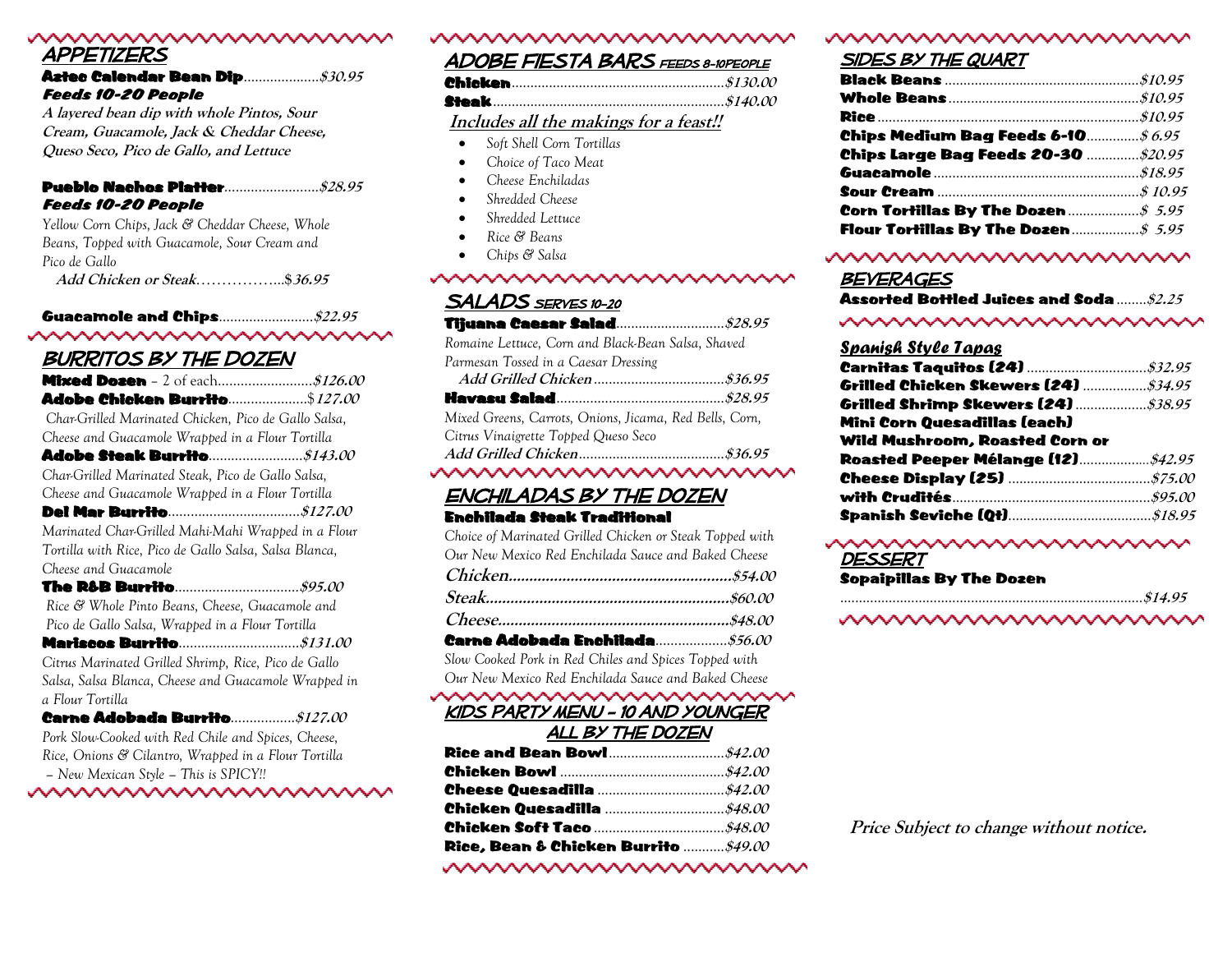## APPETIZERS

**Aztec Calendar Bean Dip**....................*$30.95*
***Feeds 10-20 People***

**A layered bean dip with whole Pintos, Sour Cream, Guacamole, Jack & Cheddar Cheese, Queso Seco, Pico de Gallo, and Lettuce**

**Pueblo Nachos Platter**.........................*$28.95*
***Feeds 10-20 People***

*Yellow Corn Chips, Jack & Cheddar Cheese, Whole Beans, Topped with Guacamole, Sour Cream and Pico de Gallo*

**Add Chicken or Steak**……………...*$36.95*

**Guacamole and Chips**.........................*$22.95*

## BURRITOS BY THE DOZEN

**Mixed Dozen** – 2 of each.........................*$126.00*

**Adobe Chicken Burrito**.....................*$127.00*

*Char-Grilled Marinated Chicken, Pico de Gallo Salsa, Cheese and Guacamole Wrapped in a Flour Tortilla*

**Adobe Steak Burrito**.........................*$143.00*

*Char-Grilled Marinated Steak, Pico de Gallo Salsa, Cheese and Guacamole Wrapped in a Flour Tortilla*

**Del Mar Burrito**...................................*$127.00*

*Marinated Char-Grilled Mahi-Mahi Wrapped in a Flour Tortilla with Rice, Pico de Gallo Salsa, Salsa Blanca, Cheese and Guacamole*

**The R&B Burrito**.................................*$95.00*

*Rice & Whole Pinto Beans, Cheese, Guacamole and Pico de Gallo Salsa, Wrapped in a Flour Tortilla*

**Mariscos Burrito**................................*$131.00*

*Citrus Marinated Grilled Shrimp, Rice, Pico de Gallo Salsa, Salsa Blanca, Cheese and Guacamole Wrapped in a Flour Tortilla*

**Carne Adobada Burrito**.................*$127.00*

*Pork Slow-Cooked with Red Chile and Spices, Cheese, Rice, Onions & Cilantro, Wrapped in a Flour Tortilla – New Mexican Style – This is SPICY!!*

## ADOBE FIESTA BARS *FEEDS 8-10PEOPLE*

**Chicken**........................................................*$130.00*

**Steak**..............................................................*$140.00*

**Includes all the makings for a feast!!**

- *Soft Shell Corn Tortillas*
- *Choice of Taco Meat*
- *Cheese Enchiladas*
- *Shredded Cheese*
- *Shredded Lettuce*
- *Rice & Beans*
- *Chips & Salsa*

## SALADS *SERVES 10-20*

**Tijuana Caesar Salad**............................*$28.95*

*Romaine Lettuce, Corn and Black-Bean Salsa, Shaved Parmesan Tossed in a Caesar Dressing*

**Add Grilled Chicken**..................................*$36.95*

**Havasu Salad**............................................*$28.95*

*Mixed Greens, Carrots, Onions, Jicama, Red Bells, Corn, Citrus Vinaigrette Topped Queso Seco*

**Add Grilled Chicken**.......................................*$36.95*

## ENCHILADAS BY THE DOZEN

**Enchilada Steak Traditional**

*Choice of Marinated Grilled Chicken or Steak Topped with Our New Mexico Red Enchilada Sauce and Baked Cheese*

***Chicken***......................................................*$54.00*

***Steak***..........................................................*$60.00*

***Cheese***........................................................*$48.00*

**Carne Adobada Enchilada**...................*$56.00*

*Slow Cooked Pork in Red Chiles and Spices Topped with Our New Mexico Red Enchilada Sauce and Baked Cheese*

## KIDS PARTY MENU – 10 AND YOUNGER ALL BY THE DOZEN

**Rice and Bean Bowl**..............................*$42.00*

**Chicken Bowl**............................................*$42.00*

**Cheese Quesadilla**..................................*$42.00*

**Chicken Quesadilla**................................*$48.00*

**Chicken Soft Taco**...................................*$48.00*

**Rice, Bean & Chicken Burrito**...........*$49.00*

## SIDES BY THE QUART

**Black Beans**...................................................*$10.95*

**Whole Beans**..................................................*$10.95*

**Rice**.....................................................................*$10.95*

**Chips Medium Bag Feeds 6-10**..............*$ 6.95*

**Chips Large Bag Feeds 20-30**..............*$20.95*

**Guacamole**......................................................*$18.95*

**Sour Cream**....................................................*$ 10.95*

**Corn Tortillas By The Dozen**...................*$ 5.95*

**Flour Tortillas By The Dozen**.................*$ 5.95*

## BEVERAGES

**Assorted Bottled Juices and Soda**........*$2.25*

### *Spanish Style Tapas*

**Carnitas Taquitos (24)**................................*$32.95*

**Grilled Chicken Skewers (24)**.................*$34.95*

**Grilled Shrimp Skewers (24)**..................*$38.95*

**Mini Corn Quesadillas (each)**

**Wild Mushroom, Roasted Corn or Roasted Peeper Mélange (12)**..................*$42.95*

**Cheese Display (25)**.....................................*$75.00*

**with Crudités**....................................................*$95.00*

**Spanish Seviche (Qt)**......................................*$18.95*

## DESSERT

**Sopaipillas By The Dozen**

.................................................................................*$14.95*

**Price Subject to change without notice.**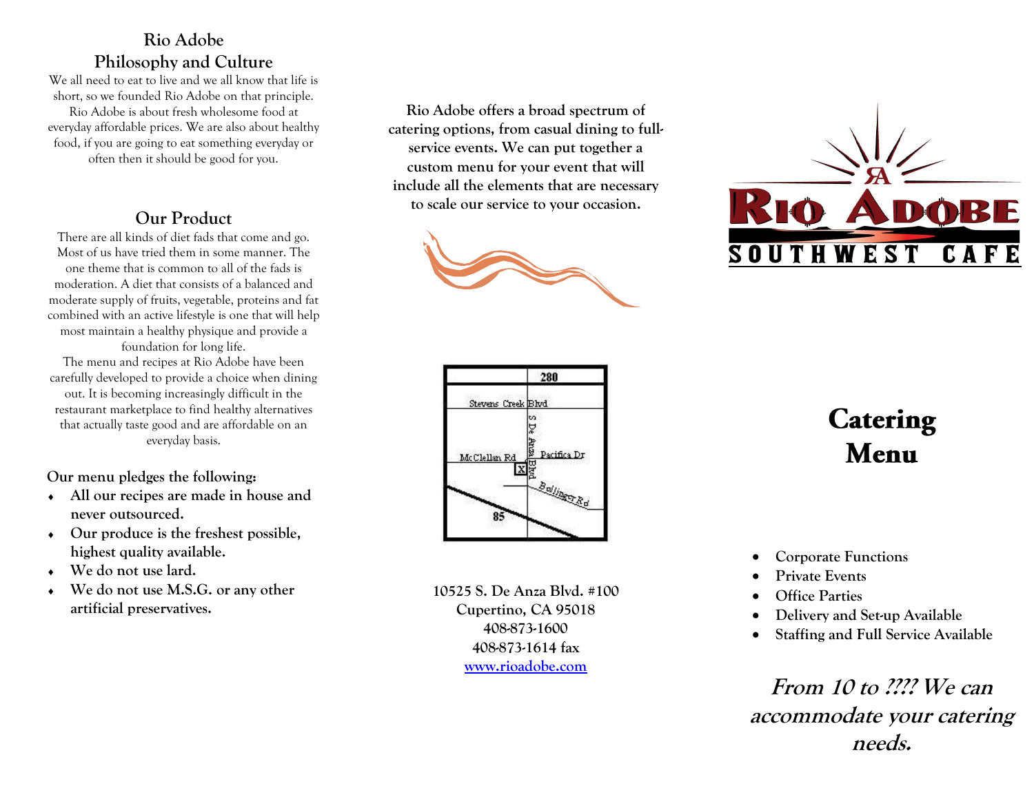## Rio Adobe Philosophy and Culture

We all need to eat to live and we all know that life is short, so we founded Rio Adobe on that principle. Rio Adobe is about fresh wholesome food at everyday affordable prices. We are also about healthy food, if you are going to eat something everyday or often then it should be good for you.

## Our Product

There are all kinds of diet fads that come and go. Most of us have tried them in some manner. The one theme that is common to all of the fads is moderation. A diet that consists of a balanced and moderate supply of fruits, vegetable, proteins and fat combined with an active lifestyle is one that will help most maintain a healthy physique and provide a foundation for long life.

The menu and recipes at Rio Adobe have been carefully developed to provide a choice when dining out. It is becoming increasingly difficult in the restaurant marketplace to find healthy alternatives that actually taste good and are affordable on an everyday basis.

**Our menu pledges the following:**

- **All our recipes are made in house and never outsourced.**
- **Our produce is the freshest possible, highest quality available.**
- **We do not use lard.**
- **We do not use M.S.G. or any other artificial preservatives.**

**Rio Adobe offers a broad spectrum of catering options, from casual dining to full-service events. We can put together a custom menu for your event that will include all the elements that are necessary to scale our service to your occasion.**

280
Stevens Creek Blvd
S De Anza Blvd
McClellan Rd
Pacifica Dr
Bollinger Rd
85

**10525 S. De Anza Blvd. #100**
**Cupertino, CA 95018**
**408-873-1600**
**408-873-1614 fax**
**[www.rioadobe.com](http://www.rioadobe.com)**

RIO ADOBE
SOUTHWEST CAFE

# Catering Menu

- **Corporate Functions**
- **Private Events**
- **Office Parties**
- **Delivery and Set-up Available**
- **Staffing and Full Service Available**

***From 10 to ???? We can accommodate your catering needs.***